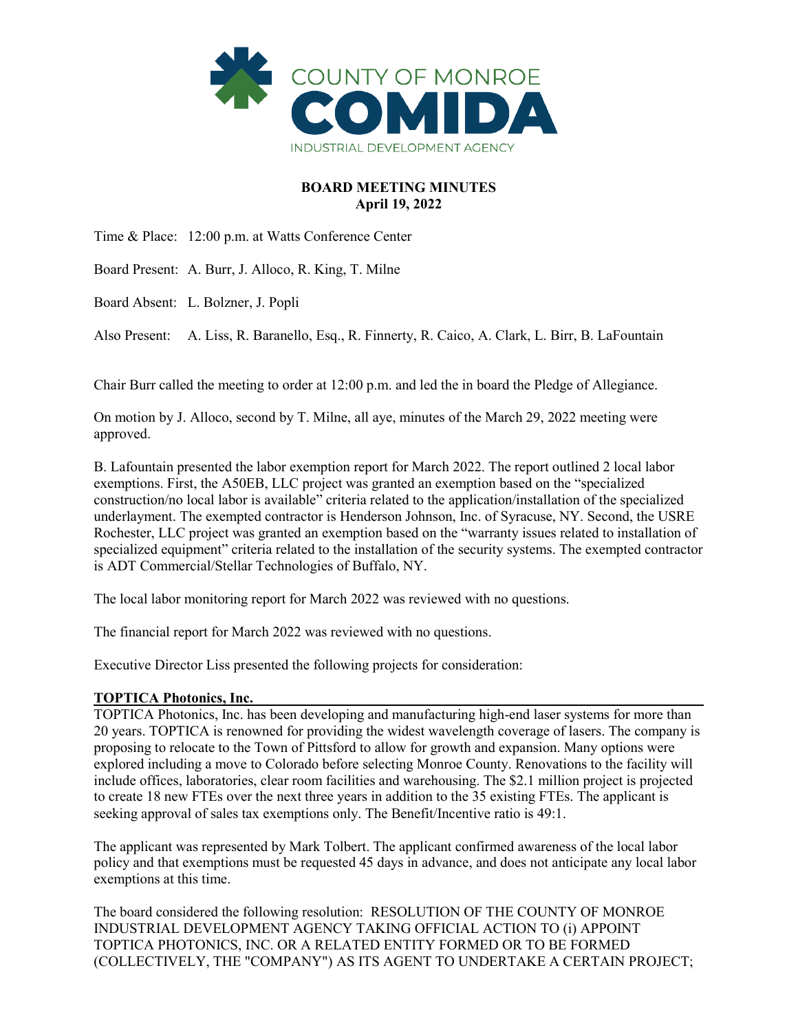COUNTY OF MONROE
# COMIDA
INDUSTRIAL DEVELOPMENT AGENCY

**BOARD MEETING MINUTES**
**April 19, 2022**

Time & Place: 12:00 p.m. at Watts Conference Center

Board Present: A. Burr, J. Alloco, R. King, T. Milne

Board Absent: L. Bolzner, J. Popli

Also Present: A. Liss, R. Baranello, Esq., R. Finnerty, R. Caico, A. Clark, L. Birr, B. LaFountain

Chair Burr called the meeting to order at 12:00 p.m. and led the in board the Pledge of Allegiance.

On motion by J. Alloco, second by T. Milne, all aye, minutes of the March 29, 2022 meeting were approved.

B. Lafountain presented the labor exemption report for March 2022. The report outlined 2 local labor exemptions. First, the A50EB, LLC project was granted an exemption based on the "specialized construction/no local labor is available" criteria related to the application/installation of the specialized underlayment. The exempted contractor is Henderson Johnson, Inc. of Syracuse, NY. Second, the USRE Rochester, LLC project was granted an exemption based on the "warranty issues related to installation of specialized equipment" criteria related to the installation of the security systems. The exempted contractor is ADT Commercial/Stellar Technologies of Buffalo, NY.

The local labor monitoring report for March 2022 was reviewed with no questions.

The financial report for March 2022 was reviewed with no questions.

Executive Director Liss presented the following projects for consideration:

**TOPTICA Photonics, Inc.**

TOPTICA Photonics, Inc. has been developing and manufacturing high-end laser systems for more than 20 years. TOPTICA is renowned for providing the widest wavelength coverage of lasers. The company is proposing to relocate to the Town of Pittsford to allow for growth and expansion. Many options were explored including a move to Colorado before selecting Monroe County. Renovations to the facility will include offices, laboratories, clear room facilities and warehousing. The $2.1 million project is projected to create 18 new FTEs over the next three years in addition to the 35 existing FTEs. The applicant is seeking approval of sales tax exemptions only. The Benefit/Incentive ratio is 49:1.

The applicant was represented by Mark Tolbert. The applicant confirmed awareness of the local labor policy and that exemptions must be requested 45 days in advance, and does not anticipate any local labor exemptions at this time.

The board considered the following resolution: RESOLUTION OF THE COUNTY OF MONROE INDUSTRIAL DEVELOPMENT AGENCY TAKING OFFICIAL ACTION TO (i) APPOINT TOPTICA PHOTONICS, INC. OR A RELATED ENTITY FORMED OR TO BE FORMED (COLLECTIVELY, THE "COMPANY") AS ITS AGENT TO UNDERTAKE A CERTAIN PROJECT;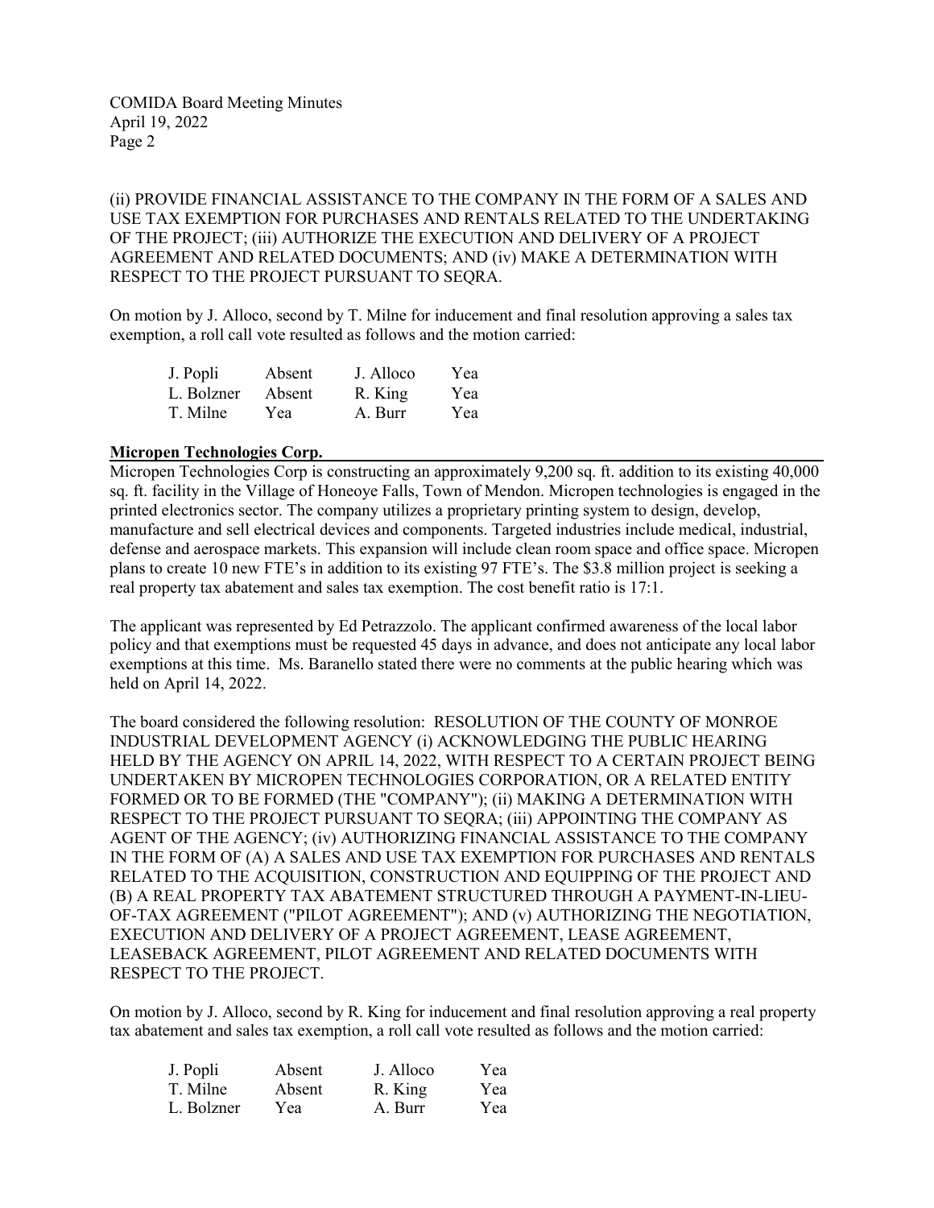(ii) PROVIDE FINANCIAL ASSISTANCE TO THE COMPANY IN THE FORM OF A SALES AND USE TAX EXEMPTION FOR PURCHASES AND RENTALS RELATED TO THE UNDERTAKING OF THE PROJECT; (iii) AUTHORIZE THE EXECUTION AND DELIVERY OF A PROJECT AGREEMENT AND RELATED DOCUMENTS; AND (iv) MAKE A DETERMINATION WITH RESPECT TO THE PROJECT PURSUANT TO SEQRA.

On motion by J. Alloco, second by T. Milne for inducement and final resolution approving a sales tax exemption, a roll call vote resulted as follows and the motion carried:

| | | | |
|---|---|---|---|
| J. Popli | Absent | J. Alloco | Yea |
| L. Bolzner | Absent | R. King | Yea |
| T. Milne | Yea | A. Burr | Yea |

**Micropen Technologies Corp.**

Micropen Technologies Corp is constructing an approximately 9,200 sq. ft. addition to its existing 40,000 sq. ft. facility in the Village of Honeoye Falls, Town of Mendon. Micropen technologies is engaged in the printed electronics sector. The company utilizes a proprietary printing system to design, develop, manufacture and sell electrical devices and components. Targeted industries include medical, industrial, defense and aerospace markets. This expansion will include clean room space and office space. Micropen plans to create 10 new FTE's in addition to its existing 97 FTE's. The $3.8 million project is seeking a real property tax abatement and sales tax exemption. The cost benefit ratio is 17:1.

The applicant was represented by Ed Petrazzolo. The applicant confirmed awareness of the local labor policy and that exemptions must be requested 45 days in advance, and does not anticipate any local labor exemptions at this time. Ms. Baranello stated there were no comments at the public hearing which was held on April 14, 2022.

The board considered the following resolution: RESOLUTION OF THE COUNTY OF MONROE INDUSTRIAL DEVELOPMENT AGENCY (i) ACKNOWLEDGING THE PUBLIC HEARING HELD BY THE AGENCY ON APRIL 14, 2022, WITH RESPECT TO A CERTAIN PROJECT BEING UNDERTAKEN BY MICROPEN TECHNOLOGIES CORPORATION, OR A RELATED ENTITY FORMED OR TO BE FORMED (THE "COMPANY"); (ii) MAKING A DETERMINATION WITH RESPECT TO THE PROJECT PURSUANT TO SEQRA; (iii) APPOINTING THE COMPANY AS AGENT OF THE AGENCY; (iv) AUTHORIZING FINANCIAL ASSISTANCE TO THE COMPANY IN THE FORM OF (A) A SALES AND USE TAX EXEMPTION FOR PURCHASES AND RENTALS RELATED TO THE ACQUISITION, CONSTRUCTION AND EQUIPPING OF THE PROJECT AND (B) A REAL PROPERTY TAX ABATEMENT STRUCTURED THROUGH A PAYMENT-IN-LIEU-OF-TAX AGREEMENT ("PILOT AGREEMENT"); AND (v) AUTHORIZING THE NEGOTIATION, EXECUTION AND DELIVERY OF A PROJECT AGREEMENT, LEASE AGREEMENT, LEASEBACK AGREEMENT, PILOT AGREEMENT AND RELATED DOCUMENTS WITH RESPECT TO THE PROJECT.

On motion by J. Alloco, second by R. King for inducement and final resolution approving a real property tax abatement and sales tax exemption, a roll call vote resulted as follows and the motion carried:

| | | | |
|---|---|---|---|
| J. Popli | Absent | J. Alloco | Yea |
| T. Milne | Absent | R. King | Yea |
| L. Bolzner | Yea | A. Burr | Yea |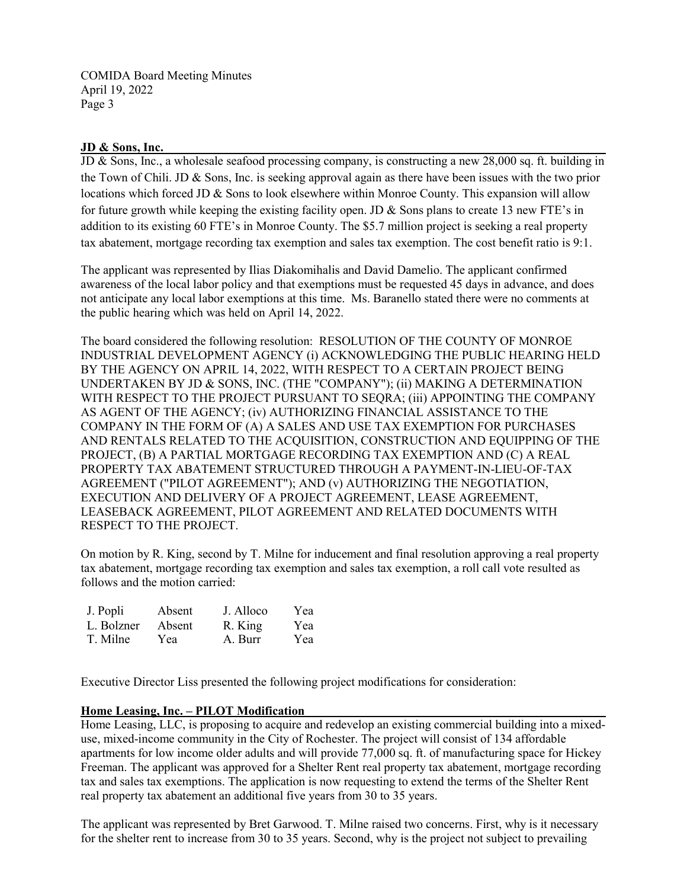**JD & Sons, Inc.**

JD & Sons, Inc., a wholesale seafood processing company, is constructing a new 28,000 sq. ft. building in the Town of Chili. JD & Sons, Inc. is seeking approval again as there have been issues with the two prior locations which forced JD & Sons to look elsewhere within Monroe County. This expansion will allow for future growth while keeping the existing facility open. JD & Sons plans to create 13 new FTE's in addition to its existing 60 FTE's in Monroe County. The $5.7 million project is seeking a real property tax abatement, mortgage recording tax exemption and sales tax exemption. The cost benefit ratio is 9:1.

The applicant was represented by Ilias Diakomihalis and David Damelio. The applicant confirmed awareness of the local labor policy and that exemptions must be requested 45 days in advance, and does not anticipate any local labor exemptions at this time. Ms. Baranello stated there were no comments at the public hearing which was held on April 14, 2022.

The board considered the following resolution: RESOLUTION OF THE COUNTY OF MONROE INDUSTRIAL DEVELOPMENT AGENCY (i) ACKNOWLEDGING THE PUBLIC HEARING HELD BY THE AGENCY ON APRIL 14, 2022, WITH RESPECT TO A CERTAIN PROJECT BEING UNDERTAKEN BY JD & SONS, INC. (THE "COMPANY"); (ii) MAKING A DETERMINATION WITH RESPECT TO THE PROJECT PURSUANT TO SEQRA; (iii) APPOINTING THE COMPANY AS AGENT OF THE AGENCY; (iv) AUTHORIZING FINANCIAL ASSISTANCE TO THE COMPANY IN THE FORM OF (A) A SALES AND USE TAX EXEMPTION FOR PURCHASES AND RENTALS RELATED TO THE ACQUISITION, CONSTRUCTION AND EQUIPPING OF THE PROJECT, (B) A PARTIAL MORTGAGE RECORDING TAX EXEMPTION AND (C) A REAL PROPERTY TAX ABATEMENT STRUCTURED THROUGH A PAYMENT-IN-LIEU-OF-TAX AGREEMENT ("PILOT AGREEMENT"); AND (v) AUTHORIZING THE NEGOTIATION, EXECUTION AND DELIVERY OF A PROJECT AGREEMENT, LEASE AGREEMENT, LEASEBACK AGREEMENT, PILOT AGREEMENT AND RELATED DOCUMENTS WITH RESPECT TO THE PROJECT.

On motion by R. King, second by T. Milne for inducement and final resolution approving a real property tax abatement, mortgage recording tax exemption and sales tax exemption, a roll call vote resulted as follows and the motion carried:

| | | | |
|---|---|---|---|
| J. Popli | Absent | J. Alloco | Yea |
| L. Bolzner | Absent | R. King | Yea |
| T. Milne | Yea | A. Burr | Yea |

Executive Director Liss presented the following project modifications for consideration:

**Home Leasing, Inc. – PILOT Modification**

Home Leasing, LLC, is proposing to acquire and redevelop an existing commercial building into a mixed-use, mixed-income community in the City of Rochester. The project will consist of 134 affordable apartments for low income older adults and will provide 77,000 sq. ft. of manufacturing space for Hickey Freeman. The applicant was approved for a Shelter Rent real property tax abatement, mortgage recording tax and sales tax exemptions. The application is now requesting to extend the terms of the Shelter Rent real property tax abatement an additional five years from 30 to 35 years.

The applicant was represented by Bret Garwood. T. Milne raised two concerns. First, why is it necessary for the shelter rent to increase from 30 to 35 years. Second, why is the project not subject to prevailing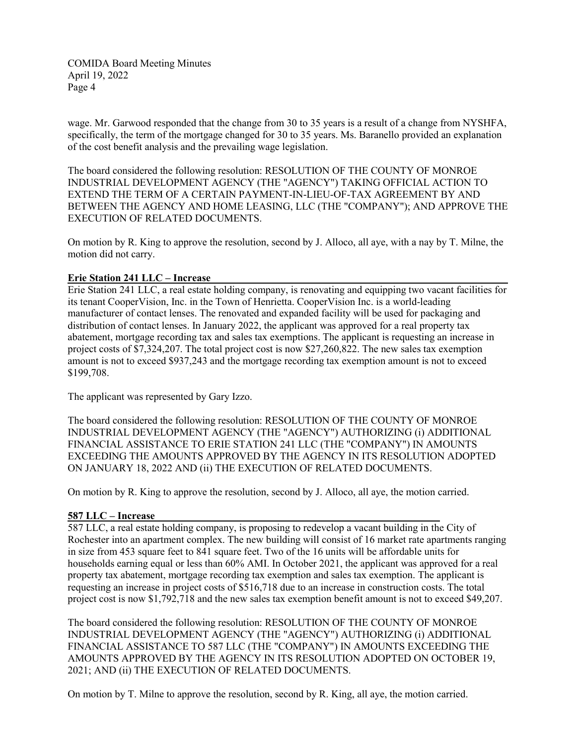wage. Mr. Garwood responded that the change from 30 to 35 years is a result of a change from NYSHFA, specifically, the term of the mortgage changed for 30 to 35 years. Ms. Baranello provided an explanation of the cost benefit analysis and the prevailing wage legislation.

The board considered the following resolution: RESOLUTION OF THE COUNTY OF MONROE INDUSTRIAL DEVELOPMENT AGENCY (THE "AGENCY") TAKING OFFICIAL ACTION TO EXTEND THE TERM OF A CERTAIN PAYMENT-IN-LIEU-OF-TAX AGREEMENT BY AND BETWEEN THE AGENCY AND HOME LEASING, LLC (THE "COMPANY"); AND APPROVE THE EXECUTION OF RELATED DOCUMENTS.

On motion by R. King to approve the resolution, second by J. Alloco, all aye, with a nay by T. Milne, the motion did not carry.

**Erie Station 241 LLC – Increase**

Erie Station 241 LLC, a real estate holding company, is renovating and equipping two vacant facilities for its tenant CooperVision, Inc. in the Town of Henrietta. CooperVision Inc. is a world-leading manufacturer of contact lenses. The renovated and expanded facility will be used for packaging and distribution of contact lenses. In January 2022, the applicant was approved for a real property tax abatement, mortgage recording tax and sales tax exemptions. The applicant is requesting an increase in project costs of $7,324,207. The total project cost is now $27,260,822. The new sales tax exemption amount is not to exceed $937,243 and the mortgage recording tax exemption amount is not to exceed $199,708.

The applicant was represented by Gary Izzo.

The board considered the following resolution: RESOLUTION OF THE COUNTY OF MONROE INDUSTRIAL DEVELOPMENT AGENCY (THE "AGENCY") AUTHORIZING (i) ADDITIONAL FINANCIAL ASSISTANCE TO ERIE STATION 241 LLC (THE "COMPANY") IN AMOUNTS EXCEEDING THE AMOUNTS APPROVED BY THE AGENCY IN ITS RESOLUTION ADOPTED ON JANUARY 18, 2022 AND (ii) THE EXECUTION OF RELATED DOCUMENTS.

On motion by R. King to approve the resolution, second by J. Alloco, all aye, the motion carried.

**587 LLC – Increase**

587 LLC, a real estate holding company, is proposing to redevelop a vacant building in the City of Rochester into an apartment complex. The new building will consist of 16 market rate apartments ranging in size from 453 square feet to 841 square feet. Two of the 16 units will be affordable units for households earning equal or less than 60% AMI. In October 2021, the applicant was approved for a real property tax abatement, mortgage recording tax exemption and sales tax exemption. The applicant is requesting an increase in project costs of $516,718 due to an increase in construction costs. The total project cost is now $1,792,718 and the new sales tax exemption benefit amount is not to exceed $49,207.

The board considered the following resolution: RESOLUTION OF THE COUNTY OF MONROE INDUSTRIAL DEVELOPMENT AGENCY (THE "AGENCY") AUTHORIZING (i) ADDITIONAL FINANCIAL ASSISTANCE TO 587 LLC (THE "COMPANY") IN AMOUNTS EXCEEDING THE AMOUNTS APPROVED BY THE AGENCY IN ITS RESOLUTION ADOPTED ON OCTOBER 19, 2021; AND (ii) THE EXECUTION OF RELATED DOCUMENTS.

On motion by T. Milne to approve the resolution, second by R. King, all aye, the motion carried.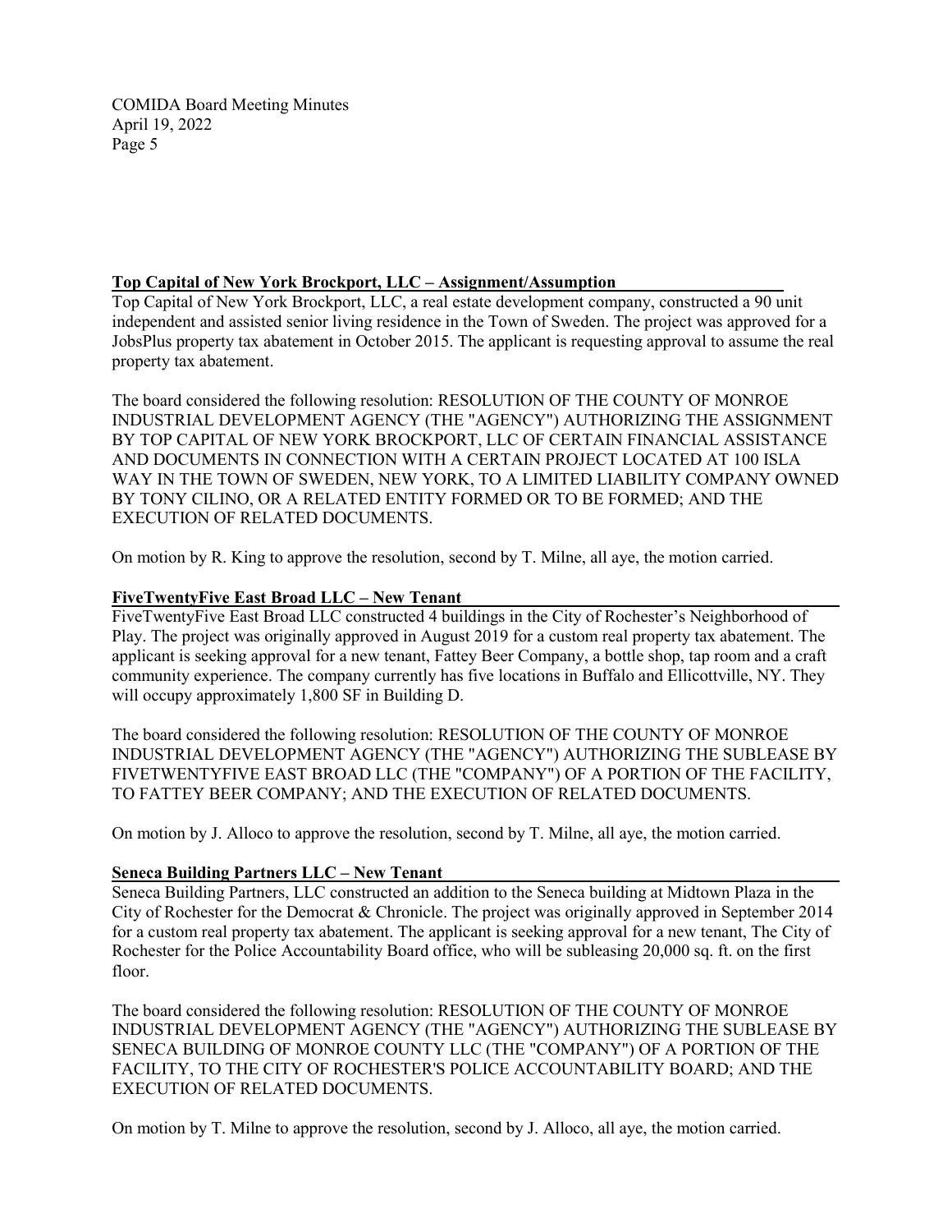**Top Capital of New York Brockport, LLC – Assignment/Assumption**

Top Capital of New York Brockport, LLC, a real estate development company, constructed a 90 unit independent and assisted senior living residence in the Town of Sweden. The project was approved for a JobsPlus property tax abatement in October 2015. The applicant is requesting approval to assume the real property tax abatement.

The board considered the following resolution: RESOLUTION OF THE COUNTY OF MONROE INDUSTRIAL DEVELOPMENT AGENCY (THE "AGENCY") AUTHORIZING THE ASSIGNMENT BY TOP CAPITAL OF NEW YORK BROCKPORT, LLC OF CERTAIN FINANCIAL ASSISTANCE AND DOCUMENTS IN CONNECTION WITH A CERTAIN PROJECT LOCATED AT 100 ISLA WAY IN THE TOWN OF SWEDEN, NEW YORK, TO A LIMITED LIABILITY COMPANY OWNED BY TONY CILINO, OR A RELATED ENTITY FORMED OR TO BE FORMED; AND THE EXECUTION OF RELATED DOCUMENTS.

On motion by R. King to approve the resolution, second by T. Milne, all aye, the motion carried.

**FiveTwentyFive East Broad LLC – New Tenant**

FiveTwentyFive East Broad LLC constructed 4 buildings in the City of Rochester's Neighborhood of Play. The project was originally approved in August 2019 for a custom real property tax abatement. The applicant is seeking approval for a new tenant, Fattey Beer Company, a bottle shop, tap room and a craft community experience. The company currently has five locations in Buffalo and Ellicottville, NY. They will occupy approximately 1,800 SF in Building D.

The board considered the following resolution: RESOLUTION OF THE COUNTY OF MONROE INDUSTRIAL DEVELOPMENT AGENCY (THE "AGENCY") AUTHORIZING THE SUBLEASE BY FIVETWENTYFIVE EAST BROAD LLC (THE "COMPANY") OF A PORTION OF THE FACILITY, TO FATTEY BEER COMPANY; AND THE EXECUTION OF RELATED DOCUMENTS.

On motion by J. Alloco to approve the resolution, second by T. Milne, all aye, the motion carried.

**Seneca Building Partners LLC – New Tenant**

Seneca Building Partners, LLC constructed an addition to the Seneca building at Midtown Plaza in the City of Rochester for the Democrat & Chronicle. The project was originally approved in September 2014 for a custom real property tax abatement. The applicant is seeking approval for a new tenant, The City of Rochester for the Police Accountability Board office, who will be subleasing 20,000 sq. ft. on the first floor.

The board considered the following resolution: RESOLUTION OF THE COUNTY OF MONROE INDUSTRIAL DEVELOPMENT AGENCY (THE "AGENCY") AUTHORIZING THE SUBLEASE BY SENECA BUILDING OF MONROE COUNTY LLC (THE "COMPANY") OF A PORTION OF THE FACILITY, TO THE CITY OF ROCHESTER'S POLICE ACCOUNTABILITY BOARD; AND THE EXECUTION OF RELATED DOCUMENTS.

On motion by T. Milne to approve the resolution, second by J. Alloco, all aye, the motion carried.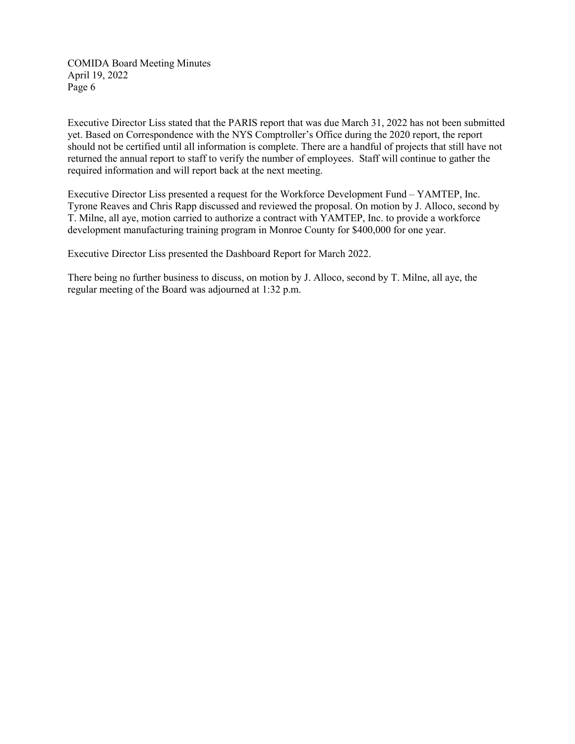Executive Director Liss stated that the PARIS report that was due March 31, 2022 has not been submitted yet. Based on Correspondence with the NYS Comptroller's Office during the 2020 report, the report should not be certified until all information is complete. There are a handful of projects that still have not returned the annual report to staff to verify the number of employees. Staff will continue to gather the required information and will report back at the next meeting.

Executive Director Liss presented a request for the Workforce Development Fund – YAMTEP, Inc. Tyrone Reaves and Chris Rapp discussed and reviewed the proposal. On motion by J. Alloco, second by T. Milne, all aye, motion carried to authorize a contract with YAMTEP, Inc. to provide a workforce development manufacturing training program in Monroe County for $400,000 for one year.

Executive Director Liss presented the Dashboard Report for March 2022.

There being no further business to discuss, on motion by J. Alloco, second by T. Milne, all aye, the regular meeting of the Board was adjourned at 1:32 p.m.